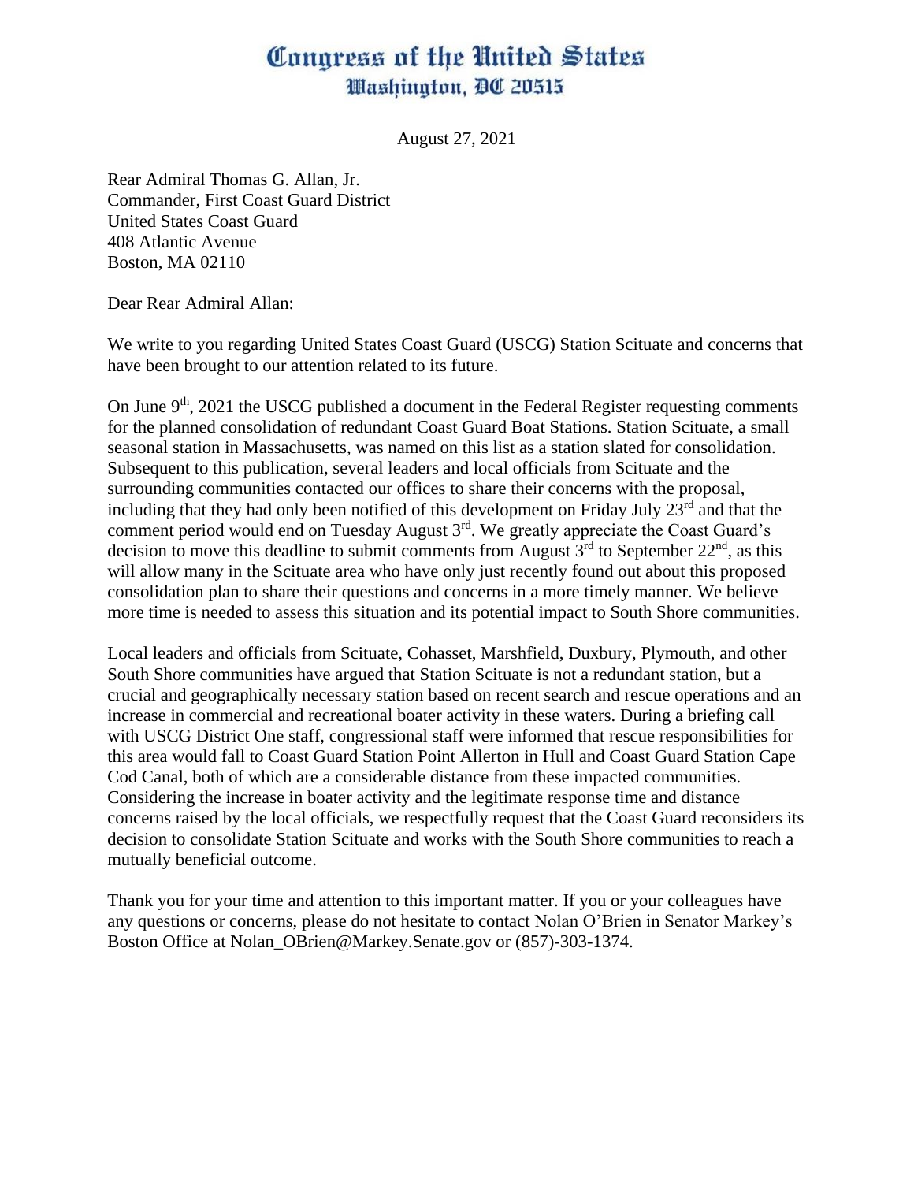# Congress of the United States
## Washington, DC 20515

August 27, 2021

Rear Admiral Thomas G. Allan, Jr.
Commander, First Coast Guard District
United States Coast Guard
408 Atlantic Avenue
Boston, MA 02110

Dear Rear Admiral Allan:

We write to you regarding United States Coast Guard (USCG) Station Scituate and concerns that have been brought to our attention related to its future.

On June 9th, 2021 the USCG published a document in the Federal Register requesting comments for the planned consolidation of redundant Coast Guard Boat Stations. Station Scituate, a small seasonal station in Massachusetts, was named on this list as a station slated for consolidation. Subsequent to this publication, several leaders and local officials from Scituate and the surrounding communities contacted our offices to share their concerns with the proposal, including that they had only been notified of this development on Friday July 23rd and that the comment period would end on Tuesday August 3rd. We greatly appreciate the Coast Guard's decision to move this deadline to submit comments from August 3rd to September 22nd, as this will allow many in the Scituate area who have only just recently found out about this proposed consolidation plan to share their questions and concerns in a more timely manner. We believe more time is needed to assess this situation and its potential impact to South Shore communities.

Local leaders and officials from Scituate, Cohasset, Marshfield, Duxbury, Plymouth, and other South Shore communities have argued that Station Scituate is not a redundant station, but a crucial and geographically necessary station based on recent search and rescue operations and an increase in commercial and recreational boater activity in these waters. During a briefing call with USCG District One staff, congressional staff were informed that rescue responsibilities for this area would fall to Coast Guard Station Point Allerton in Hull and Coast Guard Station Cape Cod Canal, both of which are a considerable distance from these impacted communities. Considering the increase in boater activity and the legitimate response time and distance concerns raised by the local officials, we respectfully request that the Coast Guard reconsiders its decision to consolidate Station Scituate and works with the South Shore communities to reach a mutually beneficial outcome.

Thank you for your time and attention to this important matter. If you or your colleagues have any questions or concerns, please do not hesitate to contact Nolan O'Brien in Senator Markey's Boston Office at Nolan_OBrien@Markey.Senate.gov or (857)-303-1374.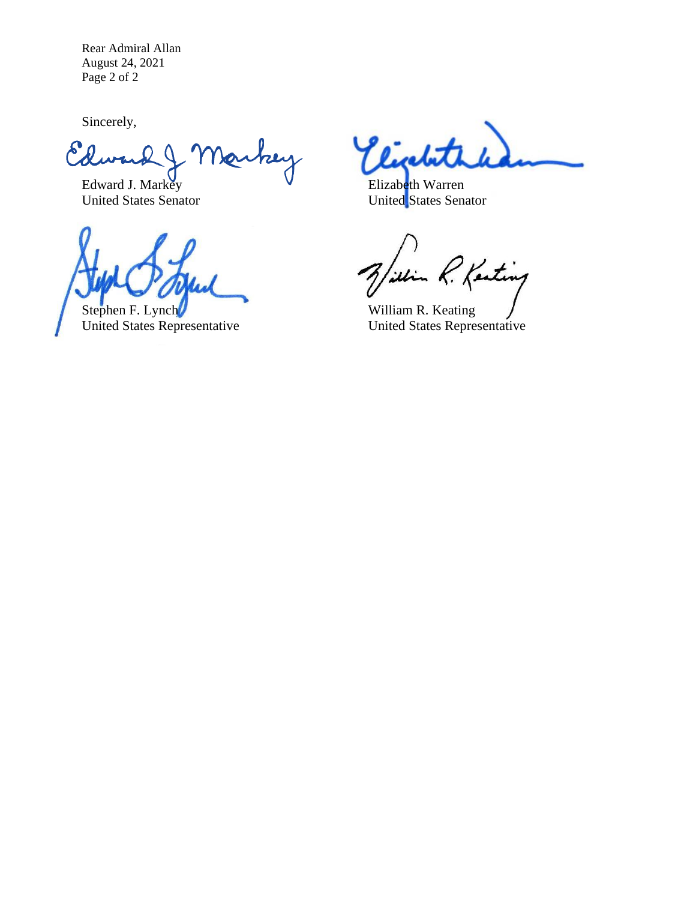Sincerely,

Edward J. Markey
United States Senator

Elizabeth Warren
United States Senator

Stephen F. Lynch
United States Representative

William R. Keating
United States Representative